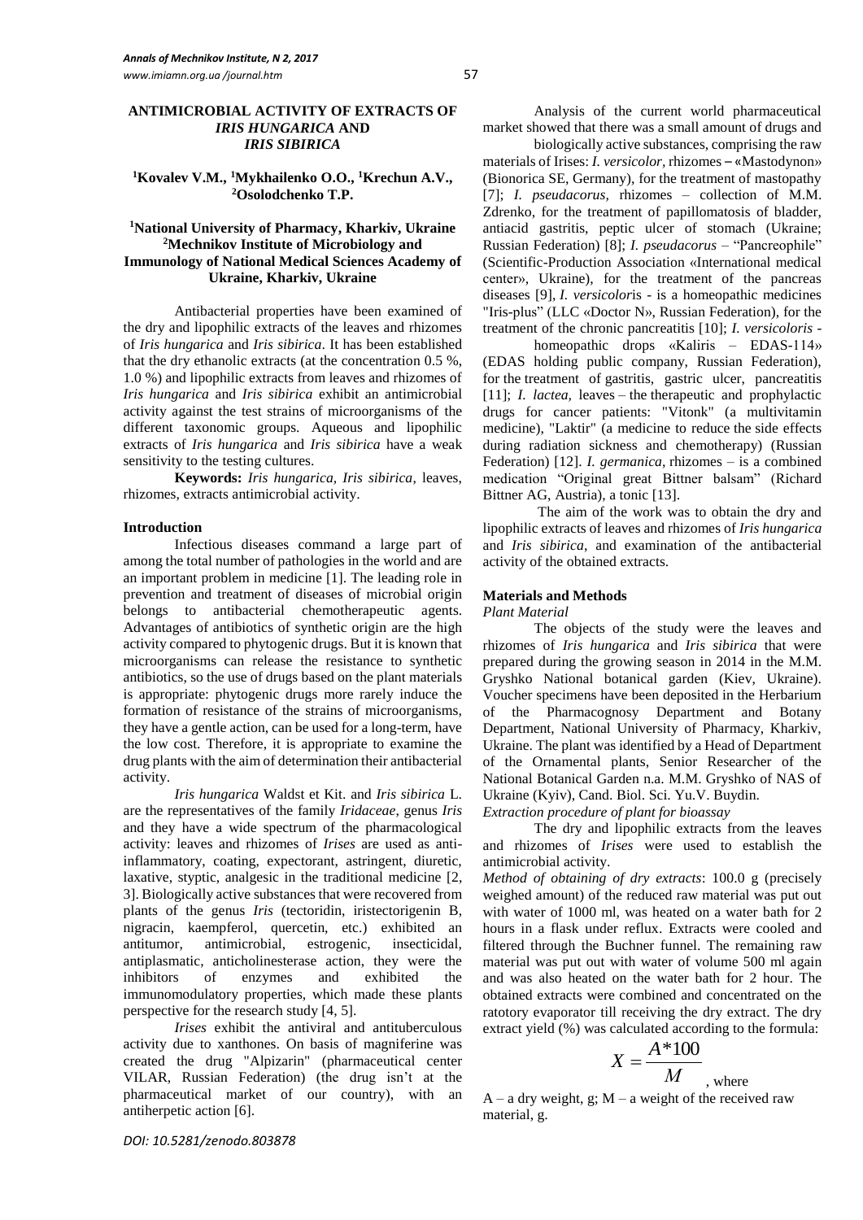# ANTIMICROBIAL ACTIVITY OF EXTRACTS OF *IRIS HUNGARICA* AND *IRIS SIBIRICA*

**[1]Kovalev V.M., [1]Mykhailenko O.O., [1]Krechun A.V., [2]Osolodchenko T.P.**

**[1]National University of Pharmacy, Kharkiv, Ukraine**
**[2]Mechnikov Institute of Microbiology and Immunology of National Medical Sciences Academy of Ukraine, Kharkiv, Ukraine**

Antibacterial properties have been examined of the dry and lipophilic extracts of the leaves and rhizomes of *Iris hungarica* and *Iris sibirica*. It has been established that the dry ethanolic extracts (at the concentration 0.5 %, 1.0 %) and lipophilic extracts from leaves and rhizomes of *Iris hungarica* and *Iris sibirica* exhibit an antimicrobial activity against the test strains of microorganisms of the different taxonomic groups. Aqueous and lipophilic extracts of *Iris hungarica* and *Iris sibirica* have a weak sensitivity to the testing cultures.

**Keywords:** *Iris hungarica, Iris sibirica*, leaves, rhizomes, extracts antimicrobial activity.

## Introduction

Infectious diseases command a large part of among the total number of pathologies in the world and are an important problem in medicine [1]. The leading role in prevention and treatment of diseases of microbial origin belongs to antibacterial chemotherapeutic agents. Advantages of antibiotics of synthetic origin are the high activity compared to phytogenic drugs. But it is known that microorganisms can release the resistance to synthetic antibiotics, so the use of drugs based on the plant materials is appropriate: phytogenic drugs more rarely induce the formation of resistance of the strains of microorganisms, they have a gentle action, can be used for a long-term, have the low cost. Therefore, it is appropriate to examine the drug plants with the aim of determination their antibacterial activity.

*Iris hungarica* Waldst et Kit. and *Iris sibirica* L. are the representatives of the family *Iridaceae*, genus *Iris* and they have a wide spectrum of the pharmacological activity: leaves and rhizomes of *Irises* are used as anti-inflammatory, coating, expectorant, astringent, diuretic, laxative, styptic, analgesic in the traditional medicine [2, 3]. Biologically active substances that were recovered from plants of the genus *Iris* (tectoridin, iristectorigenin B, nigracin, kaempferol, quercetin, etc.) exhibited an antitumor, antimicrobial, estrogenic, insecticidal, antiplasmatic, anticholinesterase action, they were the inhibitors of enzymes and exhibited the immunomodulatory properties, which made these plants perspective for the research study [4, 5].

*Irises* exhibit the antiviral and antituberculous activity due to xanthones. On basis of magniferine was created the drug "Alpizarin" (pharmaceutical center VILAR, Russian Federation) (the drug isn't at the pharmaceutical market of our country), with an antiherpetic action [6].

Analysis of the current world pharmaceutical market showed that there was a small amount of drugs and biologically active substances, comprising the raw materials of Irises: *I. versicolor,* rhizomes – «Mastodynon» (Bionorica SE, Germany), for the treatment of mastopathy [7]; *I. pseudacorus,* rhizomes – collection of M.M. Zdrenko, for the treatment of papillomatosis of bladder, antiacid gastritis, peptic ulcer of stomach (Ukraine; Russian Federation) [8]; *I. pseudacorus* – "Pancreophile" (Scientific-Production Association «International medical center», Ukraine), for the treatment of the pancreas diseases [9], *I. versicolor*is - is a homeopathic medicines "Iris-plus" (LLC «Doctor N», Russian Federation), for the treatment of the chronic pancreatitis [10]; *I. versicoloris* - homeopathic drops «Kaliris – EDAS-114» (EDAS holding public company, Russian Federation), for the treatment of gastritis, gastric ulcer, pancreatitis [11]; *I. lactea,* leaves – the therapeutic and prophylactic drugs for cancer patients: "Vitonk" (a multivitamin medicine), "Laktir" (a medicine to reduce the side effects during radiation sickness and chemotherapy) (Russian Federation) [12]. *I. germanica*, rhizomes – is a combined medication "Original great Bittner balsam" (Richard Bittner AG, Austria), a tonic [13].

The aim of the work was to obtain the dry and lipophilic extracts of leaves and rhizomes of *Iris hungarica* and *Iris sibirica*, and examination of the antibacterial activity of the obtained extracts.

## Materials and Methods

*Plant Material*

The objects of the study were the leaves and rhizomes of *Iris hungarica* and *Iris sibirica* that were prepared during the growing season in 2014 in the M.M. Gryshko National botanical garden (Kiev, Ukraine). Voucher specimens have been deposited in the Herbarium of the Pharmacognosy Department and Botany Department, National University of Pharmacy, Kharkiv, Ukraine. The plant was identified by a Head of Department of the Ornamental plants, Senior Researcher of the National Botanical Garden n.a. M.M. Gryshko of NAS of Ukraine (Kyiv), Cand. Biol. Sci. Yu.V. Buydin.

*Extraction procedure of plant for bioassay*

The dry and lipophilic extracts from the leaves and rhizomes of *Irises* were used to establish the antimicrobial activity.

*Method of obtaining of dry extracts*: 100.0 g (precisely weighed amount) of the reduced raw material was put out with water of 1000 ml, was heated on a water bath for 2 hours in a flask under reflux. Extracts were cooled and filtered through the Buchner funnel. The remaining raw material was put out with water of volume 500 ml again and was also heated on the water bath for 2 hour. The obtained extracts were combined and concentrated on the ratotory evaporator till receiving the dry extract. The dry extract yield (%) was calculated according to the formula:

$$X = \frac{A*100}{M}$$, where

A – a dry weight, g; M – a weight of the received raw material, g.

DOI: 10.5281/zenodo.803878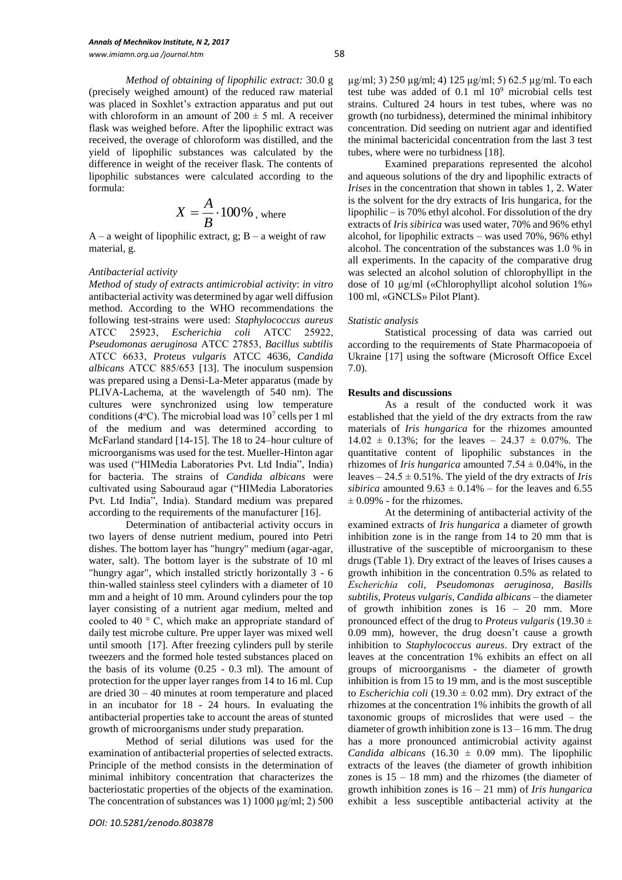*Method of obtaining of lipophilic extract:* 30.0 g (precisely weighed amount) of the reduced raw material was placed in Soxhlet's extraction apparatus and put out with chloroform in an amount of $200 \pm 5$ ml. A receiver flask was weighed before. After the lipophilic extract was received, the overage of chloroform was distilled, and the yield of lipophilic substances was calculated by the difference in weight of the receiver flask. The contents of lipophilic substances were calculated according to the formula:

$$X = \frac{A}{B} \cdot 100\%, \text{ where}$$

A – a weight of lipophilic extract, g; B – a weight of raw material, g.

*Antibacterial activity*

*Method of study of extracts antimicrobial activity*: *in vitro* antibacterial activity was determined by agar well diffusion method. According to the WHO recommendations the following test-strains were used: *Staphylococcus aureus* ATCC 25923, *Escherichia coli* ATCC 25922, *Pseudomonas aeruginosa* ATCC 27853, *Bacillus subtilis* ATCC 6633, *Proteus vulgaris* ATCC 4636, *Candida albicans* ATCC 885/653 [13]. The inoculum suspension was prepared using a Densi-La-Meter apparatus (made by PLIVA-Lachema, at the wavelength of 540 nm). The cultures were synchronized using low temperature conditions (4°C). The microbial load was $10^7$ cells per 1 ml of the medium and was determined according to McFarland standard [14-15]. The 18 to 24–hour culture of microorganisms was used for the test. Mueller-Hinton agar was used ("HIMedia Laboratories Pvt. Ltd India", India) for bacteria. The strains of *Candida albicans* were cultivated using Sabouraud agar ("HIMedia Laboratories Pvt. Ltd India", India). Standard medium was prepared according to the requirements of the manufacturer [16].

Determination of antibacterial activity occurs in two layers of dense nutrient medium, poured into Petri dishes. The bottom layer has "hungry" medium (agar-agar, water, salt). The bottom layer is the substrate of 10 ml "hungry agar", which installed strictly horizontally 3 - 6 thin-walled stainless steel cylinders with a diameter of 10 mm and a height of 10 mm. Around cylinders pour the top layer consisting of a nutrient agar medium, melted and cooled to 40 ° C, which make an appropriate standard of daily test microbe culture. Pre upper layer was mixed well until smooth [17]. After freezing cylinders pull by sterile tweezers and the formed hole tested substances placed on the basis of its volume (0.25 - 0.3 ml). The amount of protection for the upper layer ranges from 14 to 16 ml. Cup are dried 30 – 40 minutes at room temperature and placed in an incubator for 18 - 24 hours. In evaluating the antibacterial properties take to account the areas of stunted growth of microorganisms under study preparation.

Method of serial dilutions was used for the examination of antibacterial properties of selected extracts. Principle of the method consists in the determination of minimal inhibitory concentration that characterizes the bacteriostatic properties of the objects of the examination. The concentration of substances was 1) 1000 µg/ml; 2) 500 µg/ml; 3) 250 µg/ml; 4) 125 µg/ml; 5) 62.5 µg/ml. To each test tube was added of 0.1 ml $10^9$ microbial cells test strains. Cultured 24 hours in test tubes, where was no growth (no turbidness), determined the minimal inhibitory concentration. Did seeding on nutrient agar and identified the minimal bactericidal concentration from the last 3 test tubes, where were no turbidness [18].

Examined preparations represented the alcohol and aqueous solutions of the dry and lipophilic extracts of *Irises* in the concentration that shown in tables 1, 2. Water is the solvent for the dry extracts of Iris hungarica, for the lipophilic – is 70% ethyl alcohol. For dissolution of the dry extracts of *Iris sibirica* was used water, 70% and 96% ethyl alcohol, for lipophilic extracts – was used 70%, 96% ethyl alcohol. The concentration of the substances was 1.0 % in all experiments. In the capacity of the comparative drug was selected an alcohol solution of chlorophyllipt in the dose of 10 µg/ml («Chlorophyllipt alcohol solution 1%» 100 ml, «GNCLS» Pilot Plant).

*Statistic analysis*

Statistical processing of data was carried out according to the requirements of State Pharmacopoeia of Ukraine [17] using the software (Microsoft Office Excel 7.0).

**Results and discussions**

As a result of the conducted work it was established that the yield of the dry extracts from the raw materials of *Iris hungarica* for the rhizomes amounted $14.02 \pm 0.13\%$; for the leaves – $24.37 \pm 0.07\%$. The quantitative content of lipophilic substances in the rhizomes of *Iris hungarica* amounted $7.54 \pm 0.04\%$, in the leaves – $24.5 \pm 0.51\%$. The yield of the dry extracts of *Iris sibirica* amounted $9.63 \pm 0.14\%$ – for the leaves and $6.55 \pm 0.09\%$ - for the rhizomes.

At the determining of antibacterial activity of the examined extracts of *Iris hungarica* a diameter of growth inhibition zone is in the range from 14 to 20 mm that is illustrative of the susceptible of microorganism to these drugs (Table 1). Dry extract of the leaves of Irises causes a growth inhibition in the concentration 0.5% as related to *Escherichia coli, Pseudomonas aeruginosa, Basills subtilis, Proteus vulgaris, Candida albicans* – the diameter of growth inhibition zones is 16 – 20 mm. More pronounced effect of the drug to *Proteus vulgaris* ($19.30 \pm 0.09$ mm), however, the drug doesn't cause a growth inhibition to *Staphylococcus aureus*. Dry extract of the leaves at the concentration 1% exhibits an effect on all groups of microorganisms - the diameter of growth inhibition is from 15 to 19 mm, and is the most susceptible to *Escherichia coli* ($19.30 \pm 0.02$ mm). Dry extract of the rhizomes at the concentration 1% inhibits the growth of all taxonomic groups of microslides that were used – the diameter of growth inhibition zone is 13 – 16 mm. The drug has a more pronounced antimicrobial activity against *Candida albicans* ($16.30 \pm 0.09$ mm). The lipophilic extracts of the leaves (the diameter of growth inhibition zones is 15 – 18 mm) and the rhizomes (the diameter of growth inhibition zones is 16 – 21 mm) of *Iris hungarica* exhibit a less susceptible antibacterial activity at the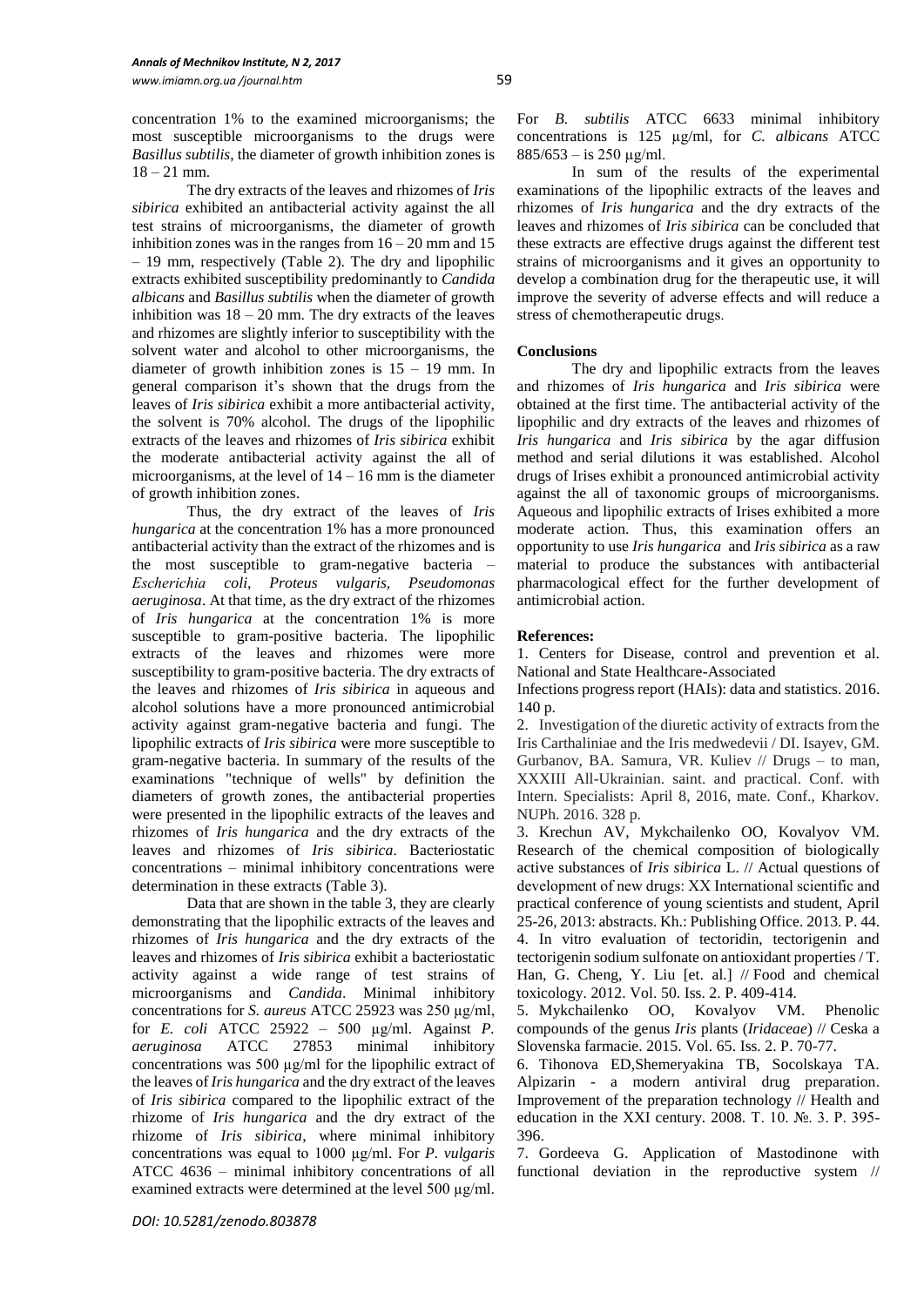concentration 1% to the examined microorganisms; the most susceptible microorganisms to the drugs were *Basillus subtilis*, the diameter of growth inhibition zones is 18 – 21 mm.

The dry extracts of the leaves and rhizomes of *Iris sibirica* exhibited an antibacterial activity against the all test strains of microorganisms, the diameter of growth inhibition zones was in the ranges from 16 – 20 mm and 15 – 19 mm, respectively (Table 2). The dry and lipophilic extracts exhibited susceptibility predominantly to *Candida albicans* and *Basillus subtilis* when the diameter of growth inhibition was 18 – 20 mm. The dry extracts of the leaves and rhizomes are slightly inferior to susceptibility with the solvent water and alcohol to other microorganisms, the diameter of growth inhibition zones is 15 – 19 mm. In general comparison it's shown that the drugs from the leaves of *Iris sibirica* exhibit a more antibacterial activity, the solvent is 70% alcohol. The drugs of the lipophilic extracts of the leaves and rhizomes of *Iris sibirica* exhibit the moderate antibacterial activity against the all of microorganisms, at the level of 14 – 16 mm is the diameter of growth inhibition zones.

Thus, the dry extract of the leaves of *Iris hungarica* at the concentration 1% has a more pronounced antibacterial activity than the extract of the rhizomes and is the most susceptible to gram-negative bacteria – *Escherichia coli*, *Proteus vulgaris*, *Pseudomonas aeruginosa*. At that time, as the dry extract of the rhizomes of *Iris hungarica* at the concentration 1% is more susceptible to gram-positive bacteria. The lipophilic extracts of the leaves and rhizomes were more susceptibility to gram-positive bacteria. The dry extracts of the leaves and rhizomes of *Iris sibirica* in aqueous and alcohol solutions have a more pronounced antimicrobial activity against gram-negative bacteria and fungi. The lipophilic extracts of *Iris sibirica* were more susceptible to gram-negative bacteria. In summary of the results of the examinations "technique of wells" by definition the diameters of growth zones, the antibacterial properties were presented in the lipophilic extracts of the leaves and rhizomes of *Iris hungarica* and the dry extracts of the leaves and rhizomes of *Iris sibirica*. Bacteriostatic concentrations – minimal inhibitory concentrations were determination in these extracts (Table 3).

Data that are shown in the table 3, they are clearly demonstrating that the lipophilic extracts of the leaves and rhizomes of *Iris hungarica* and the dry extracts of the leaves and rhizomes of *Iris sibirica* exhibit a bacteriostatic activity against a wide range of test strains of microorganisms and *Candida*. Minimal inhibitory concentrations for *S. aureus* ATCC 25923 was 250 µg/ml, for *E. coli* ATCC 25922 – 500 µg/ml. Against *P. aeruginosa* ATCC 27853 minimal inhibitory concentrations was 500 µg/ml for the lipophilic extract of the leaves of *Iris hungarica* and the dry extract of the leaves of *Iris sibirica* compared to the lipophilic extract of the rhizome of *Iris hungarica* and the dry extract of the rhizome of *Iris sibirica*, where minimal inhibitory concentrations was equal to 1000 µg/ml. For *P. vulgaris* ATCC 4636 – minimal inhibitory concentrations of all examined extracts were determined at the level 500 µg/ml. For *B. subtilis* ATCC 6633 minimal inhibitory concentrations is 125 µg/ml, for *C. albicans* ATCC 885/653 – is 250 µg/ml.

In sum of the results of the experimental examinations of the lipophilic extracts of the leaves and rhizomes of *Iris hungarica* and the dry extracts of the leaves and rhizomes of *Iris sibirica* can be concluded that these extracts are effective drugs against the different test strains of microorganisms and it gives an opportunity to develop a combination drug for the therapeutic use, it will improve the severity of adverse effects and will reduce a stress of chemotherapeutic drugs.

## Conclusions

The dry and lipophilic extracts from the leaves and rhizomes of *Iris hungarica* and *Iris sibirica* were obtained at the first time. The antibacterial activity of the lipophilic and dry extracts of the leaves and rhizomes of *Iris hungarica* and *Iris sibirica* by the agar diffusion method and serial dilutions it was established. Alcohol drugs of Irises exhibit a pronounced antimicrobial activity against the all of taxonomic groups of microorganisms. Aqueous and lipophilic extracts of Irises exhibited a more moderate action. Thus, this examination offers an opportunity to use *Iris hungarica* and *Iris sibirica* as a raw material to produce the substances with antibacterial pharmacological effect for the further development of antimicrobial action.

## References:

1. Centers for Disease, control and prevention et al. National and State Healthcare-Associated Infections progress report (HAIs): data and statistics. 2016. 140 p.
2. Investigation of the diuretic activity of extracts from the Iris Carthaliniae and the Iris medwedevii / DI. Isayev, GM. Gurbanov, BA. Samura, VR. Kuliev // Drugs – to man, XXXIII All-Ukrainian. saint. and practical. Conf. with Intern. Specialists: April 8, 2016, mate. Conf., Kharkov. NUPh. 2016. 328 p.
3. Krechun AV, Mykchailenko OO, Kovalyov VM. Research of the chemical composition of biologically active substances of *Iris sibirica* L. // Actual questions of development of new drugs: XX International scientific and practical conference of young scientists and student, April 25-26, 2013: abstracts. Kh.: Publishing Office. 2013. P. 44.
4. In vitro evaluation of tectoridin, tectorigenin and tectorigenin sodium sulfonate on antioxidant properties / T. Han, G. Cheng, Y. Liu [et. al.] // Food and chemical toxicology. 2012. Vol. 50. Iss. 2. P. 409-414.
5. Mykchailenko OO, Kovalyov VM. Phenolic compounds of the genus *Iris* plants (*Iridaceae*) // Ceska a Slovenska farmacie. 2015. Vol. 65. Iss. 2. P. 70-77.
6. Tihonova ED,Shemeryakina TB, Socolskaya TA. Alpizarin - a modern antiviral drug preparation. Improvement of the preparation technology // Health and education in the XXI century. 2008. Т. 10. №. 3. P. 395-396.
7. Gordeeva G. Application of Mastodinone with functional deviation in the reproductive system //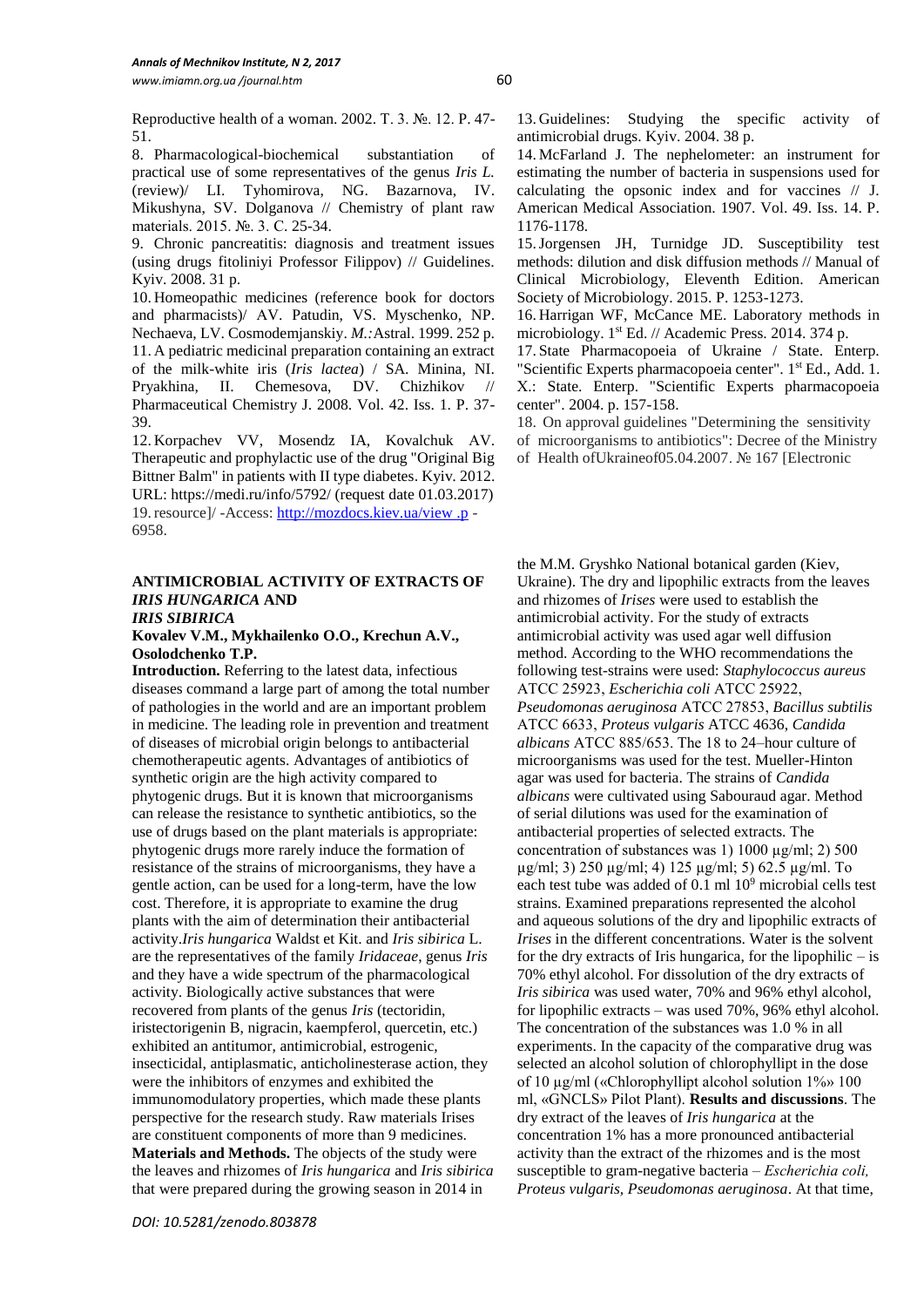Reproductive health of a woman. 2002. T. 3. №. 12. P. 47-51.

8. Pharmacological-biochemical substantiation of practical use of some representatives of the genus *Iris L.* (review)/ LI. Tyhomirova, NG. Bazarnova, IV. Mikushyna, SV. Dolganova // Chemistry of plant raw materials. 2015. №. 3. С. 25-34.

9. Chronic pancreatitis: diagnosis and treatment issues (using drugs fitoliniyi Professor Filippov) // Guidelines. Kyiv. 2008. 31 p.

10. Homeopathic medicines (reference book for doctors and pharmacists)/ AV. Patudin, VS. Myschenko, NP. Nechaeva, LV. Cosmodemjanskiy. *M.:*Astral. 1999. 252 p.

11. A pediatric medicinal preparation containing an extract of the milk-white iris (*Iris lactea*) / SA. Minina, NI. Pryakhina, II. Chemesova, DV. Chizhikov // Pharmaceutical Chemistry J. 2008. Vol. 42. Iss. 1. P. 37-39.

12. Korpachev VV, Mosendz IA, Kovalchuk AV. Therapeutic and prophylactic use of the drug "Original Big Bittner Balm" in patients with II type diabetes. Kyiv. 2012. URL: https://medi.ru/info/5792/ (request date 01.03.2017)

13. Guidelines: Studying the specific activity of antimicrobial drugs. Kyiv. 2004. 38 p.

14. McFarland J. The nephelometer: an instrument for estimating the number of bacteria in suspensions used for calculating the opsonic index and for vaccines // J. American Medical Association. 1907. Vol. 49. Iss. 14. P. 1176-1178.

15. Jorgensen JH, Turnidge JD. Susceptibility test methods: dilution and disk diffusion methods // Manual of Clinical Microbiology, Eleventh Edition. American Society of Microbiology. 2015. P. 1253-1273.

16. Harrigan WF, McCance ME. Laboratory methods in microbiology. 1st Ed. // Academic Press. 2014. 374 p.

17. State Pharmacopoeia of Ukraine / State. Enterp. "Scientific Experts pharmacopoeia center". 1st Ed., Add. 1. X.: State. Enterp. "Scientific Experts pharmacopoeia center". 2004. p. 157-158.

18. On approval guidelines "Determining the sensitivity of microorganisms to antibiotics": Decree of the Ministry of Health ofUkraineof05.04.2007. № 167 [Electronic

19. resource]/ -Access: http://mozdocs.kiev.ua/view .p - 6958.

## ANTIMICROBIAL ACTIVITY OF EXTRACTS OF *IRIS HUNGARICA* AND *IRIS SIBIRICA*

**Kovalev V.M., Mykhailenko O.O., Krechun A.V., Osolodchenko T.P.**

**Introduction.** Referring to the latest data, infectious diseases command a large part of among the total number of pathologies in the world and are an important problem in medicine. The leading role in prevention and treatment of diseases of microbial origin belongs to antibacterial chemotherapeutic agents. Advantages of antibiotics of synthetic origin are the high activity compared to phytogenic drugs. But it is known that microorganisms can release the resistance to synthetic antibiotics, so the use of drugs based on the plant materials is appropriate: phytogenic drugs more rarely induce the formation of resistance of the strains of microorganisms, they have a gentle action, can be used for a long-term, have the low cost. Therefore, it is appropriate to examine the drug plants with the aim of determination their antibacterial activity.*Iris hungarica* Waldst et Kit. and *Iris sibirica* L. are the representatives of the family *Iridaceae*, genus *Iris* and they have a wide spectrum of the pharmacological activity. Biologically active substances that were recovered from plants of the genus *Iris* (tectoridin, iristectorigenin B, nigracin, kaempferol, quercetin, etc.) exhibited an antitumor, antimicrobial, estrogenic, insecticidal, antiplasmatic, anticholinesterase action, they were the inhibitors of enzymes and exhibited the immunomodulatory properties, which made these plants perspective for the research study. Raw materials Irises are constituent components of more than 9 medicines.

**Materials and Methods.** The objects of the study were the leaves and rhizomes of *Iris hungarica* and *Iris sibirica* that were prepared during the growing season in 2014 in the M.M. Gryshko National botanical garden (Kiev, Ukraine). The dry and lipophilic extracts from the leaves and rhizomes of *Irises* were used to establish the antimicrobial activity. For the study of extracts antimicrobial activity was used agar well diffusion method. According to the WHO recommendations the following test-strains were used: *Staphylococcus aureus* ATCC 25923, *Escherichia coli* ATCC 25922, *Pseudomonas aeruginosa* ATCC 27853, *Bacillus subtilis* ATCC 6633, *Proteus vulgaris* ATCC 4636, *Candida albicans* ATCC 885/653. The 18 to 24–hour culture of microorganisms was used for the test. Mueller-Hinton agar was used for bacteria. The strains of *Candida albicans* were cultivated using Sabouraud agar. Method of serial dilutions was used for the examination of antibacterial properties of selected extracts. The concentration of substances was 1) 1000 μg/ml; 2) 500 μg/ml; 3) 250 μg/ml; 4) 125 μg/ml; 5) 62.5 μg/ml. To each test tube was added of 0.1 ml $10^9$ microbial cells test strains. Examined preparations represented the alcohol and aqueous solutions of the dry and lipophilic extracts of *Irises* in the different concentrations. Water is the solvent for the dry extracts of Iris hungarica, for the lipophilic – is 70% ethyl alcohol. For dissolution of the dry extracts of *Iris sibirica* was used water, 70% and 96% ethyl alcohol, for lipophilic extracts – was used 70%, 96% ethyl alcohol. The concentration of the substances was 1.0 % in all experiments. In the capacity of the comparative drug was selected an alcohol solution of chlorophyllipt in the dose of 10 μg/ml («Chlorophyllipt alcohol solution 1%» 100 ml, «GNCLS» Pilot Plant). **Results and discussions**. The dry extract of the leaves of *Iris hungarica* at the concentration 1% has a more pronounced antibacterial activity than the extract of the rhizomes and is the most susceptible to gram-negative bacteria – *Escherichia coli, Proteus vulgaris, Pseudomonas aeruginosa*. At that time,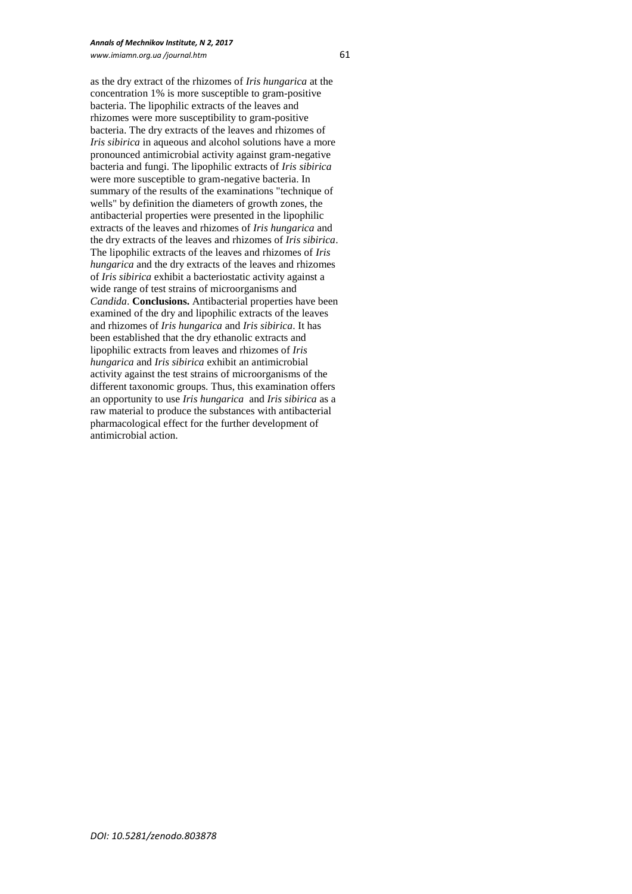as the dry extract of the rhizomes of *Iris hungarica* at the concentration 1% is more susceptible to gram-positive bacteria. The lipophilic extracts of the leaves and rhizomes were more susceptibility to gram-positive bacteria. The dry extracts of the leaves and rhizomes of *Iris sibirica* in aqueous and alcohol solutions have a more pronounced antimicrobial activity against gram-negative bacteria and fungi. The lipophilic extracts of *Iris sibirica* were more susceptible to gram-negative bacteria. In summary of the results of the examinations "technique of wells" by definition the diameters of growth zones, the antibacterial properties were presented in the lipophilic extracts of the leaves and rhizomes of *Iris hungarica* and the dry extracts of the leaves and rhizomes of *Iris sibirica*. The lipophilic extracts of the leaves and rhizomes of *Iris hungarica* and the dry extracts of the leaves and rhizomes of *Iris sibirica* exhibit a bacteriostatic activity against a wide range of test strains of microorganisms and *Candida*. **Conclusions.** Antibacterial properties have been examined of the dry and lipophilic extracts of the leaves and rhizomes of *Iris hungarica* and *Iris sibirica*. It has been established that the dry ethanolic extracts and lipophilic extracts from leaves and rhizomes of *Iris hungarica* and *Iris sibirica* exhibit an antimicrobial activity against the test strains of microorganisms of the different taxonomic groups. Thus, this examination offers an opportunity to use *Iris hungarica* and *Iris sibirica* as a raw material to produce the substances with antibacterial pharmacological effect for the further development of antimicrobial action.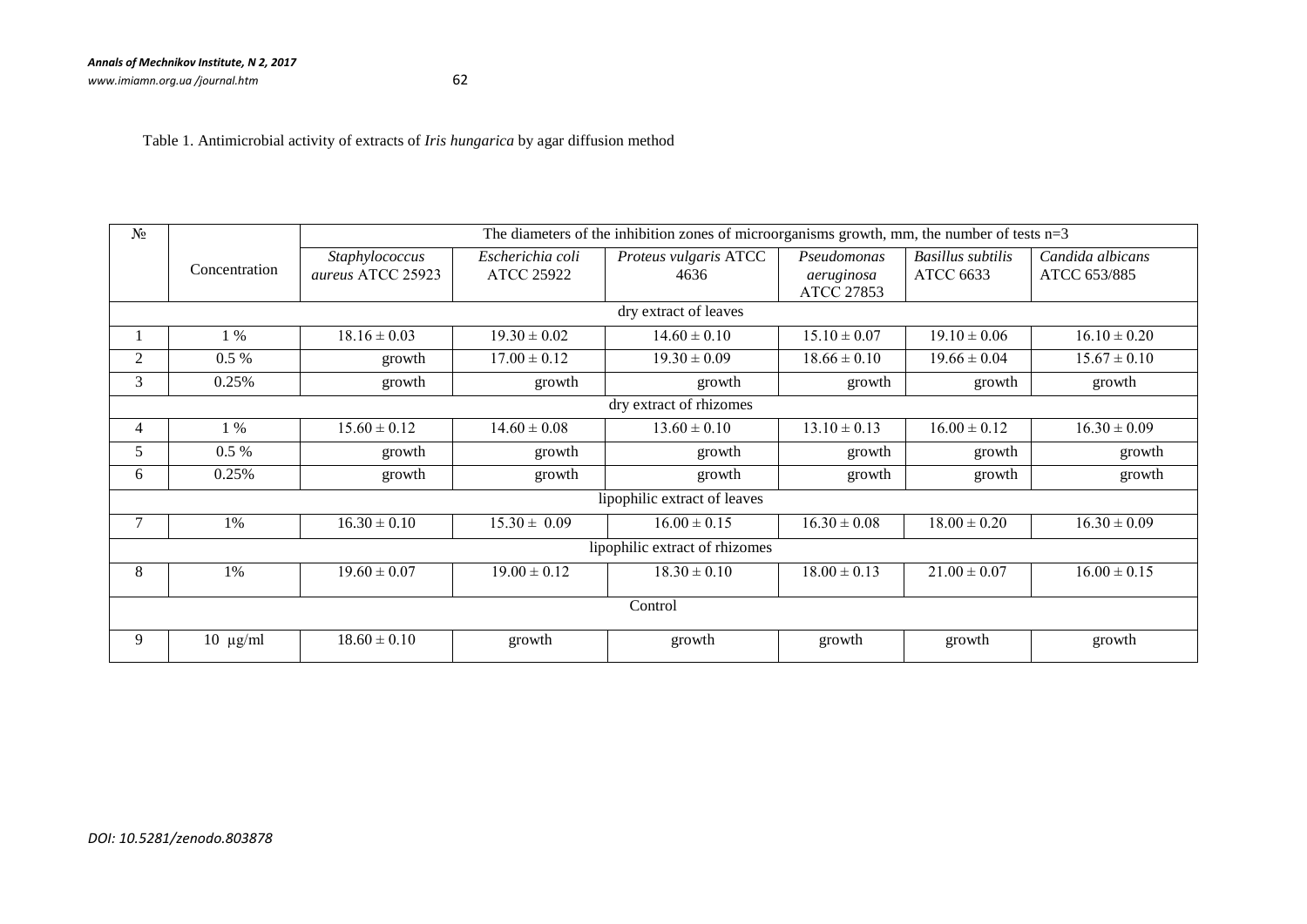Table 1. Antimicrobial activity of extracts of *Iris hungarica* by agar diffusion method

| № | Concentration | The diameters of the inhibition zones of microorganisms growth, mm, the number of tests n=3 | | | | | |
|---|---|---|---|---|---|---|---|
| | | *Staphylococcus aureus* ATCC 25923 | *Escherichia coli* ATCC 25922 | *Proteus vulgaris* ATCC 4636 | *Pseudomonas aeruginosa* ATCC 27853 | *Basillus subtilis* ATCC 6633 | *Candida albicans* ATCC 653/885 |
| dry extract of leaves | | | | | | | |
| 1 | 1 % | 18.16 ± 0.03 | 19.30 ± 0.02 | 14.60 ± 0.10 | 15.10 ± 0.07 | 19.10 ± 0.06 | 16.10 ± 0.20 |
| 2 | 0.5 % | growth | 17.00 ± 0.12 | 19.30 ± 0.09 | 18.66 ± 0.10 | 19.66 ± 0.04 | 15.67 ± 0.10 |
| 3 | 0.25% | growth | growth | growth | growth | growth | growth |
| dry extract of rhizomes | | | | | | | |
| 4 | 1 % | 15.60 ± 0.12 | 14.60 ± 0.08 | 13.60 ± 0.10 | 13.10 ± 0.13 | 16.00 ± 0.12 | 16.30 ± 0.09 |
| 5 | 0.5 % | growth | growth | growth | growth | growth | growth |
| 6 | 0.25% | growth | growth | growth | growth | growth | growth |
| lipophilic extract of leaves | | | | | | | |
| 7 | 1% | 16.30 ± 0.10 | 15.30 ± 0.09 | 16.00 ± 0.15 | 16.30 ± 0.08 | 18.00 ± 0.20 | 16.30 ± 0.09 |
| lipophilic extract of rhizomes | | | | | | | |
| 8 | 1% | 19.60 ± 0.07 | 19.00 ± 0.12 | 18.30 ± 0.10 | 18.00 ± 0.13 | 21.00 ± 0.07 | 16.00 ± 0.15 |
| Control | | | | | | | |
| 9 | 10 μg/ml | 18.60 ± 0.10 | growth | growth | growth | growth | growth |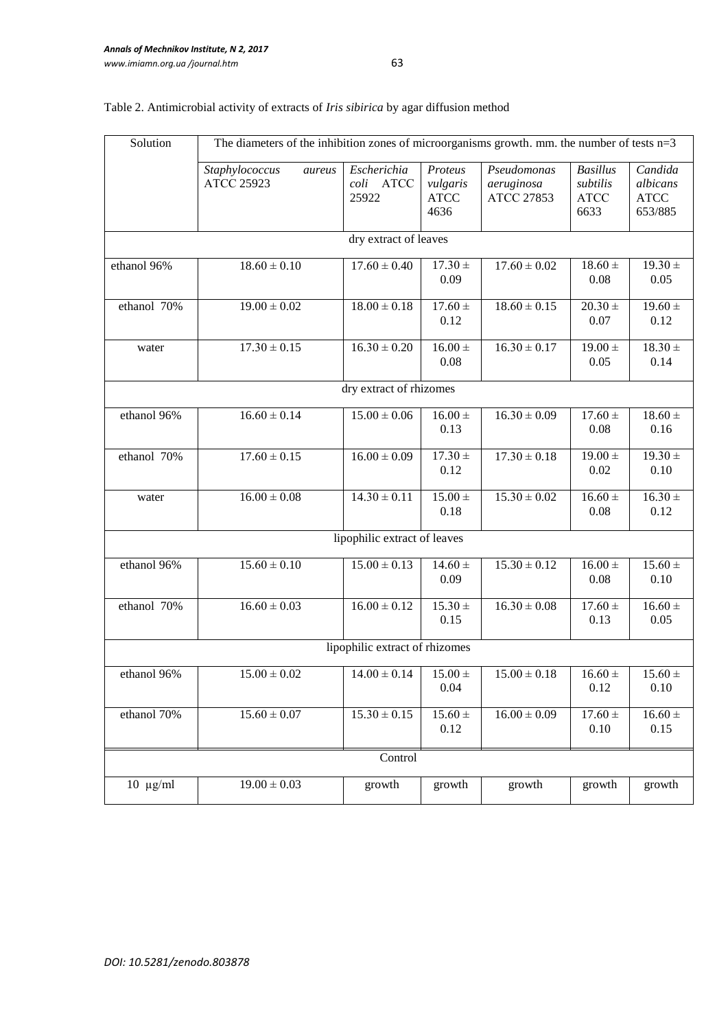Table 2. Antimicrobial activity of extracts of *Iris sibirica* by agar diffusion method

| Solution | The diameters of the inhibition zones of microorganisms growth. mm. the number of tests n=3 | | | | | |
|---|---|---|---|---|---|---|
| | *Staphylococcus aureus* ATCC 25923 | *Escherichia coli* ATCC 25922 | *Proteus vulgaris* ATCC 4636 | *Pseudomonas aeruginosa* ATCC 27853 | *Basillus subtilis* ATCC 6633 | *Candida albicans* ATCC 653/885 |
| dry extract of leaves | | | | | | |
| ethanol 96% | 18.60 ± 0.10 | 17.60 ± 0.40 | 17.30 ± 0.09 | 17.60 ± 0.02 | 18.60 ± 0.08 | 19.30 ± 0.05 |
| ethanol 70% | 19.00 ± 0.02 | 18.00 ± 0.18 | 17.60 ± 0.12 | 18.60 ± 0.15 | 20.30 ± 0.07 | 19.60 ± 0.12 |
| water | 17.30 ± 0.15 | 16.30 ± 0.20 | 16.00 ± 0.08 | 16.30 ± 0.17 | 19.00 ± 0.05 | 18.30 ± 0.14 |
| dry extract of rhizomes | | | | | | |
| ethanol 96% | 16.60 ± 0.14 | 15.00 ± 0.06 | 16.00 ± 0.13 | 16.30 ± 0.09 | 17.60 ± 0.08 | 18.60 ± 0.16 |
| ethanol 70% | 17.60 ± 0.15 | 16.00 ± 0.09 | 17.30 ± 0.12 | 17.30 ± 0.18 | 19.00 ± 0.02 | 19.30 ± 0.10 |
| water | 16.00 ± 0.08 | 14.30 ± 0.11 | 15.00 ± 0.18 | 15.30 ± 0.02 | 16.60 ± 0.08 | 16.30 ± 0.12 |
| lipophilic extract of leaves | | | | | | |
| ethanol 96% | 15.60 ± 0.10 | 15.00 ± 0.13 | 14.60 ± 0.09 | 15.30 ± 0.12 | 16.00 ± 0.08 | 15.60 ± 0.10 |
| ethanol 70% | 16.60 ± 0.03 | 16.00 ± 0.12 | 15.30 ± 0.15 | 16.30 ± 0.08 | 17.60 ± 0.13 | 16.60 ± 0.05 |
| lipophilic extract of rhizomes | | | | | | |
| ethanol 96% | 15.00 ± 0.02 | 14.00 ± 0.14 | 15.00 ± 0.04 | 15.00 ± 0.18 | 16.60 ± 0.12 | 15.60 ± 0.10 |
| ethanol 70% | 15.60 ± 0.07 | 15.30 ± 0.15 | 15.60 ± 0.12 | 16.00 ± 0.09 | 17.60 ± 0.10 | 16.60 ± 0.15 |
| Control | | | | | | |
| 10 µg/ml | 19.00 ± 0.03 | growth | growth | growth | growth | growth |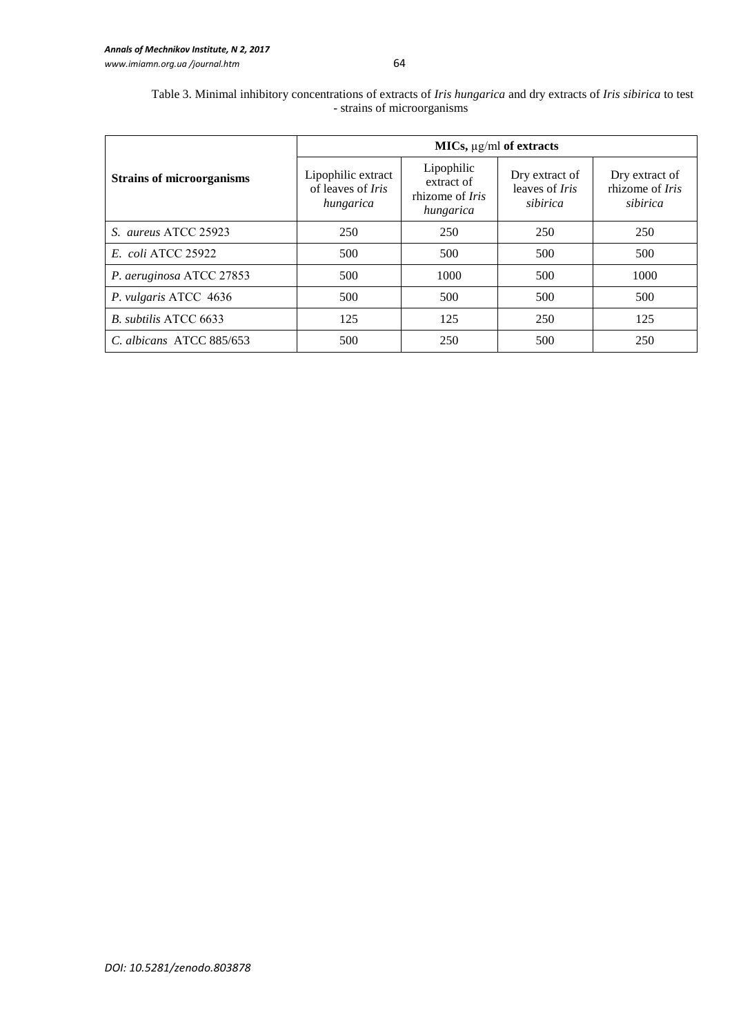Table 3. Minimal inhibitory concentrations of extracts of *Iris hungarica* and dry extracts of *Iris sibirica* to test - strains of microorganisms

| Strains of microorganisms | **MICs,** µg/ml **of extracts** | | | |
|---|---|---|---|---|
| | Lipophilic extract of leaves of *Iris hungarica* | Lipophilic extract of rhizome of *Iris hungarica* | Dry extract of leaves of *Iris sibirica* | Dry extract of rhizome of *Iris sibirica* |
| *S. aureus* ATCC 25923 | 250 | 250 | 250 | 250 |
| *E. coli* ATCC 25922 | 500 | 500 | 500 | 500 |
| *P. aeruginosa* ATCC 27853 | 500 | 1000 | 500 | 1000 |
| *P. vulgaris* ATCC 4636 | 500 | 500 | 500 | 500 |
| *B. subtilis* ATCC 6633 | 125 | 125 | 250 | 125 |
| *C. albicans* ATCC 885/653 | 500 | 250 | 500 | 250 |